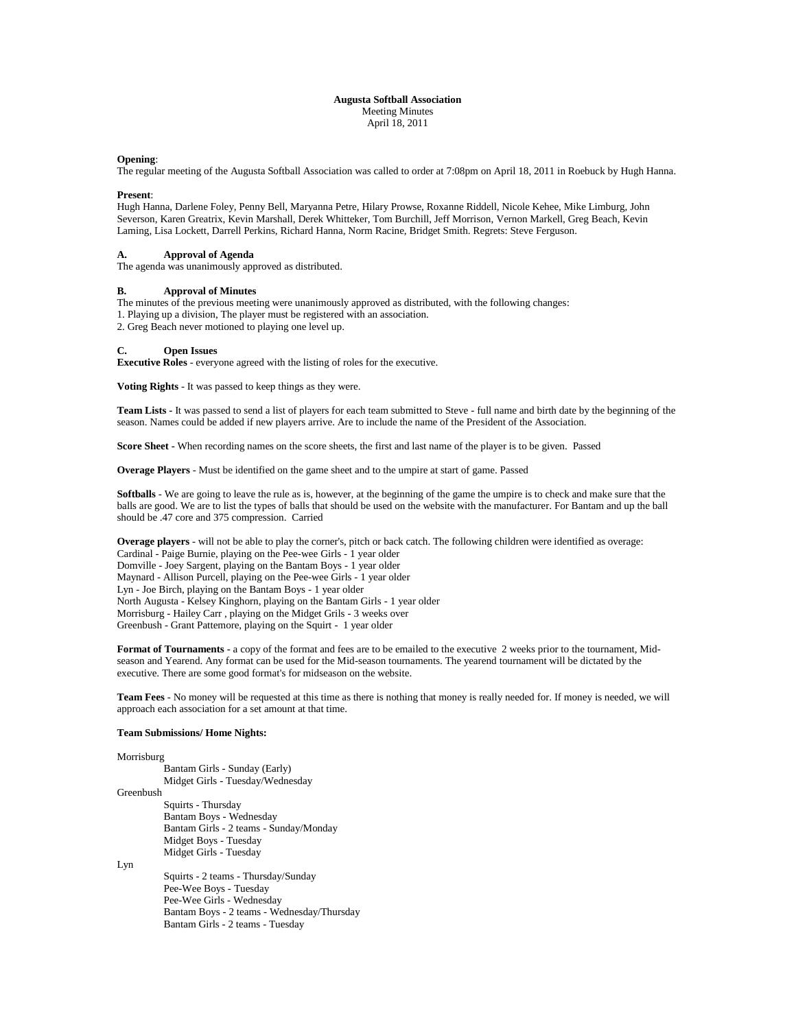**Augusta Softball Association**
Meeting Minutes
April 18, 2011

**Opening**:
The regular meeting of the Augusta Softball Association was called to order at 7:08pm on April 18, 2011 in Roebuck by Hugh Hanna.

**Present**:
Hugh Hanna, Darlene Foley, Penny Bell, Maryanna Petre, Hilary Prowse, Roxanne Riddell, Nicole Kehee, Mike Limburg, John Severson, Karen Greatrix, Kevin Marshall, Derek Whitteker, Tom Burchill, Jeff Morrison, Vernon Markell, Greg Beach, Kevin Laming, Lisa Lockett, Darrell Perkins, Richard Hanna, Norm Racine, Bridget Smith. Regrets: Steve Ferguson.

**A. Approval of Agenda**
The agenda was unanimously approved as distributed.

**B. Approval of Minutes**
The minutes of the previous meeting were unanimously approved as distributed, with the following changes:
1. Playing up a division, The player must be registered with an association.
2. Greg Beach never motioned to playing one level up.

**C. Open Issues**
**Executive Roles** - everyone agreed with the listing of roles for the executive.

**Voting Rights** - It was passed to keep things as they were.

**Team Lists** - It was passed to send a list of players for each team submitted to Steve - full name and birth date by the beginning of the season. Names could be added if new players arrive. Are to include the name of the President of the Association.

**Score Sheet** - When recording names on the score sheets, the first and last name of the player is to be given. Passed

**Overage Players** - Must be identified on the game sheet and to the umpire at start of game. Passed

**Softballs** - We are going to leave the rule as is, however, at the beginning of the game the umpire is to check and make sure that the balls are good. We are to list the types of balls that should be used on the website with the manufacturer. For Bantam and up the ball should be .47 core and 375 compression. Carried

**Overage players** - will not be able to play the corner's, pitch or back catch. The following children were identified as overage:
Cardinal - Paige Burnie, playing on the Pee-wee Girls - 1 year older
Domville - Joey Sargent, playing on the Bantam Boys - 1 year older
Maynard - Allison Purcell, playing on the Pee-wee Girls - 1 year older
Lyn - Joe Birch, playing on the Bantam Boys - 1 year older
North Augusta - Kelsey Kinghorn, playing on the Bantam Girls - 1 year older
Morrisburg - Hailey Carr , playing on the Midget Grils - 3 weeks over
Greenbush - Grant Pattemore, playing on the Squirt - 1 year older

**Format of Tournaments** - a copy of the format and fees are to be emailed to the executive 2 weeks prior to the tournament, Mid-season and Yearend. Any format can be used for the Mid-season tournaments. The yearend tournament will be dictated by the executive. There are some good format's for midseason on the website.

**Team Fees** - No money will be requested at this time as there is nothing that money is really needed for. If money is needed, we will approach each association for a set amount at that time.

**Team Submissions/ Home Nights:**

Morrisburg
- Bantam Girls - Sunday (Early)
- Midget Girls - Tuesday/Wednesday

Greenbush
- Squirts - Thursday
- Bantam Boys - Wednesday
- Bantam Girls - 2 teams - Sunday/Monday
- Midget Boys - Tuesday
- Midget Girls - Tuesday

Lyn
- Squirts - 2 teams - Thursday/Sunday
- Pee-Wee Boys - Tuesday
- Pee-Wee Girls - Wednesday
- Bantam Boys - 2 teams - Wednesday/Thursday
- Bantam Girls - 2 teams - Tuesday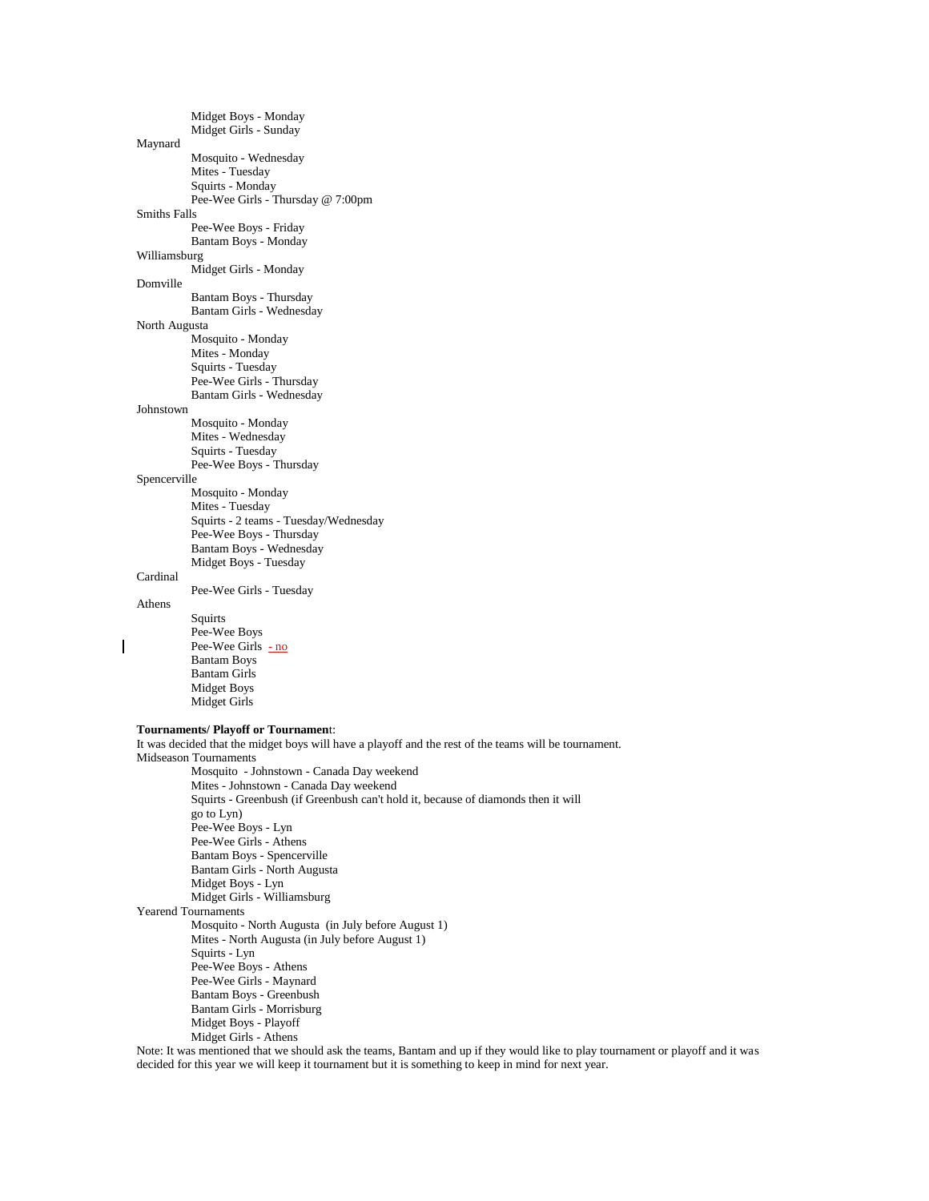Midget Boys - Monday
Midget Girls - Sunday

Maynard
- Mosquito - Wednesday
- Mites - Tuesday
- Squirts - Monday
- Pee-Wee Girls - Thursday @ 7:00pm

Smiths Falls
- Pee-Wee Boys - Friday
- Bantam Boys - Monday

Williamsburg
- Midget Girls - Monday

Domville
- Bantam Boys - Thursday
- Bantam Girls - Wednesday

North Augusta
- Mosquito - Monday
- Mites - Monday
- Squirts - Tuesday
- Pee-Wee Girls - Thursday
- Bantam Girls - Wednesday

Johnstown
- Mosquito - Monday
- Mites - Wednesday
- Squirts - Tuesday
- Pee-Wee Boys - Thursday

Spencerville
- Mosquito - Monday
- Mites - Tuesday
- Squirts - 2 teams - Tuesday/Wednesday
- Pee-Wee Boys - Thursday
- Bantam Boys - Wednesday
- Midget Boys - Tuesday

Cardinal
- Pee-Wee Girls - Tuesday

Athens
- Squirts
- Pee-Wee Boys
- Pee-Wee Girls - no
- Bantam Boys
- Bantam Girls
- Midget Boys
- Midget Girls

**Tournaments/ Playoff or Tournamen**t:

It was decided that the midget boys will have a playoff and the rest of the teams will be tournament.

Midseason Tournaments
- Mosquito - Johnstown - Canada Day weekend
- Mites - Johnstown - Canada Day weekend
- Squirts - Greenbush (if Greenbush can't hold it, because of diamonds then it will go to Lyn)
- Pee-Wee Boys - Lyn
- Pee-Wee Girls - Athens
- Bantam Boys - Spencerville
- Bantam Girls - North Augusta
- Midget Boys - Lyn
- Midget Girls - Williamsburg

Yearend Tournaments
- Mosquito - North Augusta (in July before August 1)
- Mites - North Augusta (in July before August 1)
- Squirts - Lyn
- Pee-Wee Boys - Athens
- Pee-Wee Girls - Maynard
- Bantam Boys - Greenbush
- Bantam Girls - Morrisburg
- Midget Boys - Playoff
- Midget Girls - Athens

Note: It was mentioned that we should ask the teams, Bantam and up if they would like to play tournament or playoff and it was decided for this year we will keep it tournament but it is something to keep in mind for next year.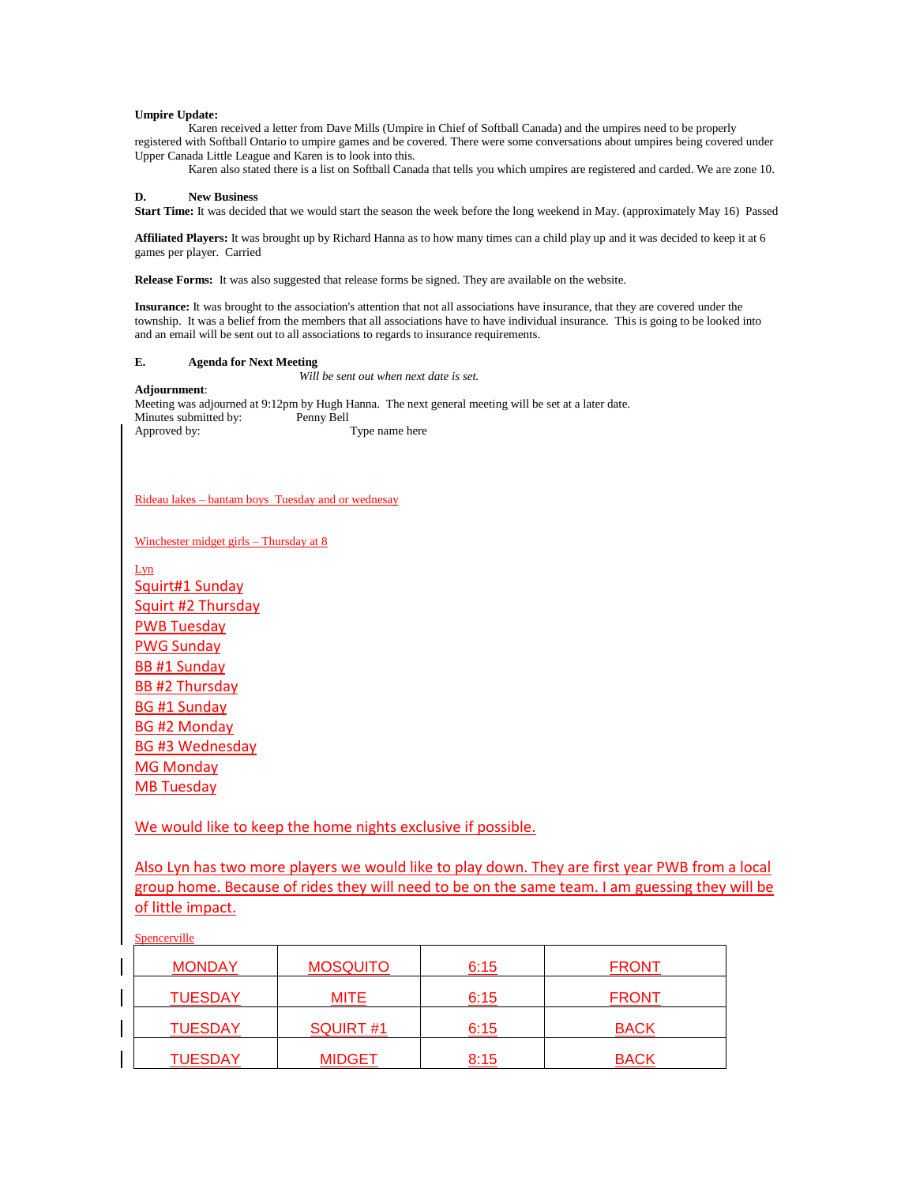**Umpire Update:**

Karen received a letter from Dave Mills (Umpire in Chief of Softball Canada) and the umpires need to be properly registered with Softball Ontario to umpire games and be covered. There were some conversations about umpires being covered under Upper Canada Little League and Karen is to look into this.

Karen also stated there is a list on Softball Canada that tells you which umpires are registered and carded. We are zone 10.

**D. New Business**

**Start Time:** It was decided that we would start the season the week before the long weekend in May. (approximately May 16) Passed

**Affiliated Players:** It was brought up by Richard Hanna as to how many times can a child play up and it was decided to keep it at 6 games per player. Carried

**Release Forms:** It was also suggested that release forms be signed. They are available on the website.

**Insurance:** It was brought to the association's attention that not all associations have insurance, that they are covered under the township. It was a belief from the members that all associations have to have individual insurance. This is going to be looked into and an email will be sent out to all associations to regards to insurance requirements.

**E. Agenda for Next Meeting**

*Will be sent out when next date is set.*

**Adjournment**:

Meeting was adjourned at 9:12pm by Hugh Hanna. The next general meeting will be set at a later date.

Minutes submitted by: Penny Bell

Approved by: Type name here

Rideau lakes – bantam boys Tuesday and or wednesay

Winchester midget girls – Thursday at 8

Lyn

Squirt#1 Sunday
Squirt #2 Thursday
PWB Tuesday
PWG Sunday
BB #1 Sunday
BB #2 Thursday
BG #1 Sunday
BG #2 Monday
BG #3 Wednesday
MG Monday
MB Tuesday

We would like to keep the home nights exclusive if possible.

Also Lyn has two more players we would like to play down. They are first year PWB from a local group home. Because of rides they will need to be on the same team. I am guessing they will be of little impact.

Spencerville

| MONDAY | MOSQUITO | 6:15 | FRONT |
|---|---|---|---|
| TUESDAY | MITE | 6:15 | FRONT |
| TUESDAY | SQUIRT #1 | 6:15 | BACK |
| TUESDAY | MIDGET | 8:15 | BACK |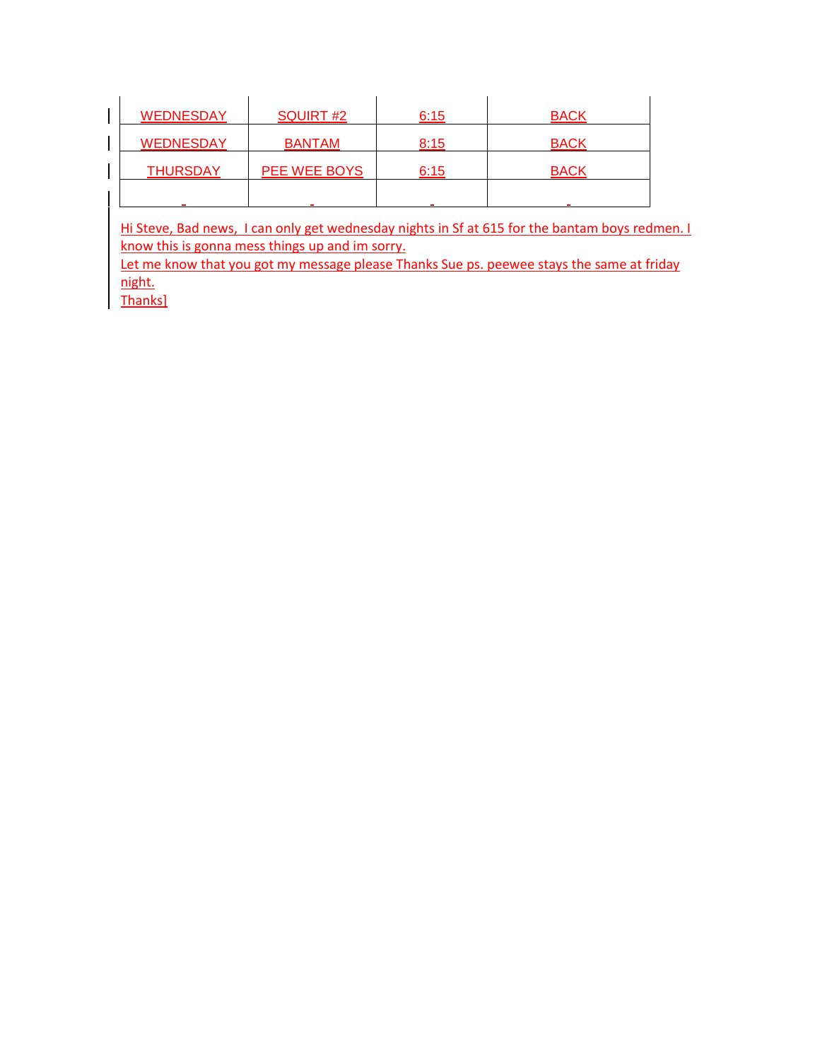| | | | |
|---|---|---|---|
| WEDNESDAY | SQUIRT #2 | 6:15 | BACK |
| WEDNESDAY | BANTAM | 8:15 | BACK |
| THURSDAY | PEE WEE BOYS | 6:15 | BACK |
| - | - | - | - |

Hi Steve, Bad news, I can only get wednesday nights in Sf at 615 for the bantam boys redmen. I know this is gonna mess things up and im sorry.
Let me know that you got my message please Thanks Sue ps. peewee stays the same at friday night.
Thanks]